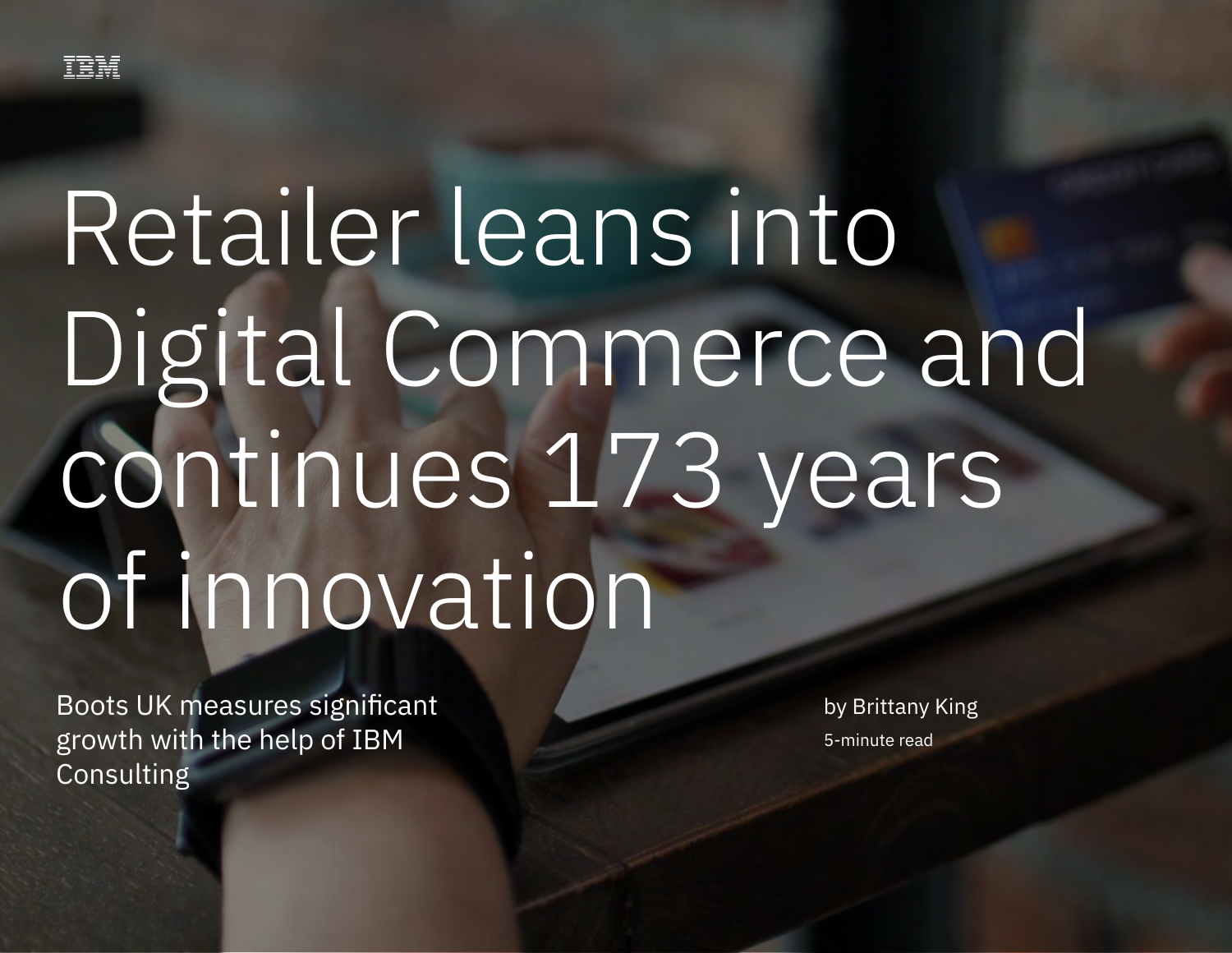IBM

# Retailer leans into Digital Commerce and continues 173 years of innovation

Boots UK measures significant growth with the help of IBM Consulting

by Brittany King

5-minute read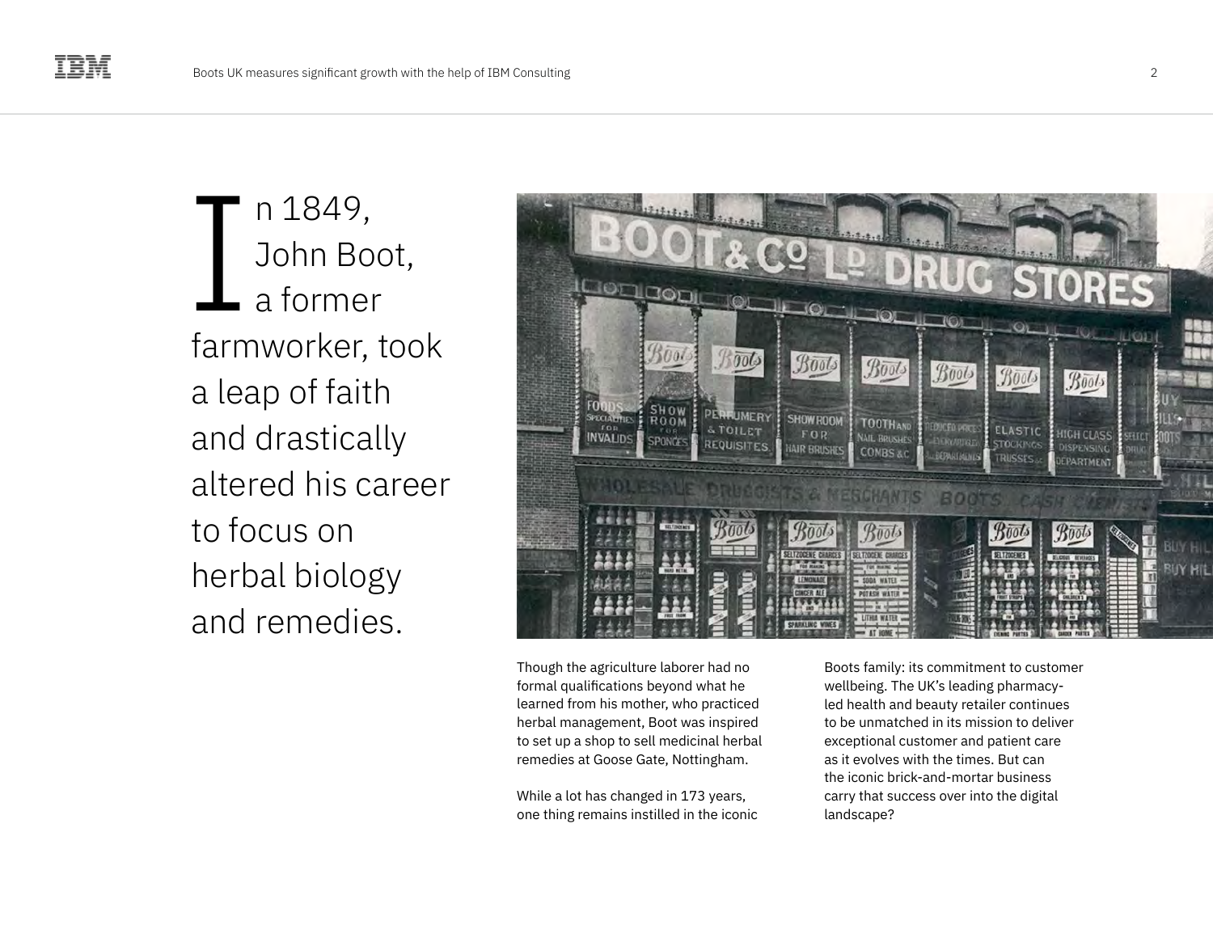In 1849, John Boot, a former farmworker, took a leap of faith and drastically altered his career to focus on herbal biology and remedies.

Though the agriculture laborer had no formal qualifications beyond what he learned from his mother, who practiced herbal management, Boot was inspired to set up a shop to sell medicinal herbal remedies at Goose Gate, Nottingham.

While a lot has changed in 173 years, one thing remains instilled in the iconic Boots family: its commitment to customer wellbeing. The UK's leading pharmacy-led health and beauty retailer continues to be unmatched in its mission to deliver exceptional customer and patient care as it evolves with the times. But can the iconic brick-and-mortar business carry that success over into the digital landscape?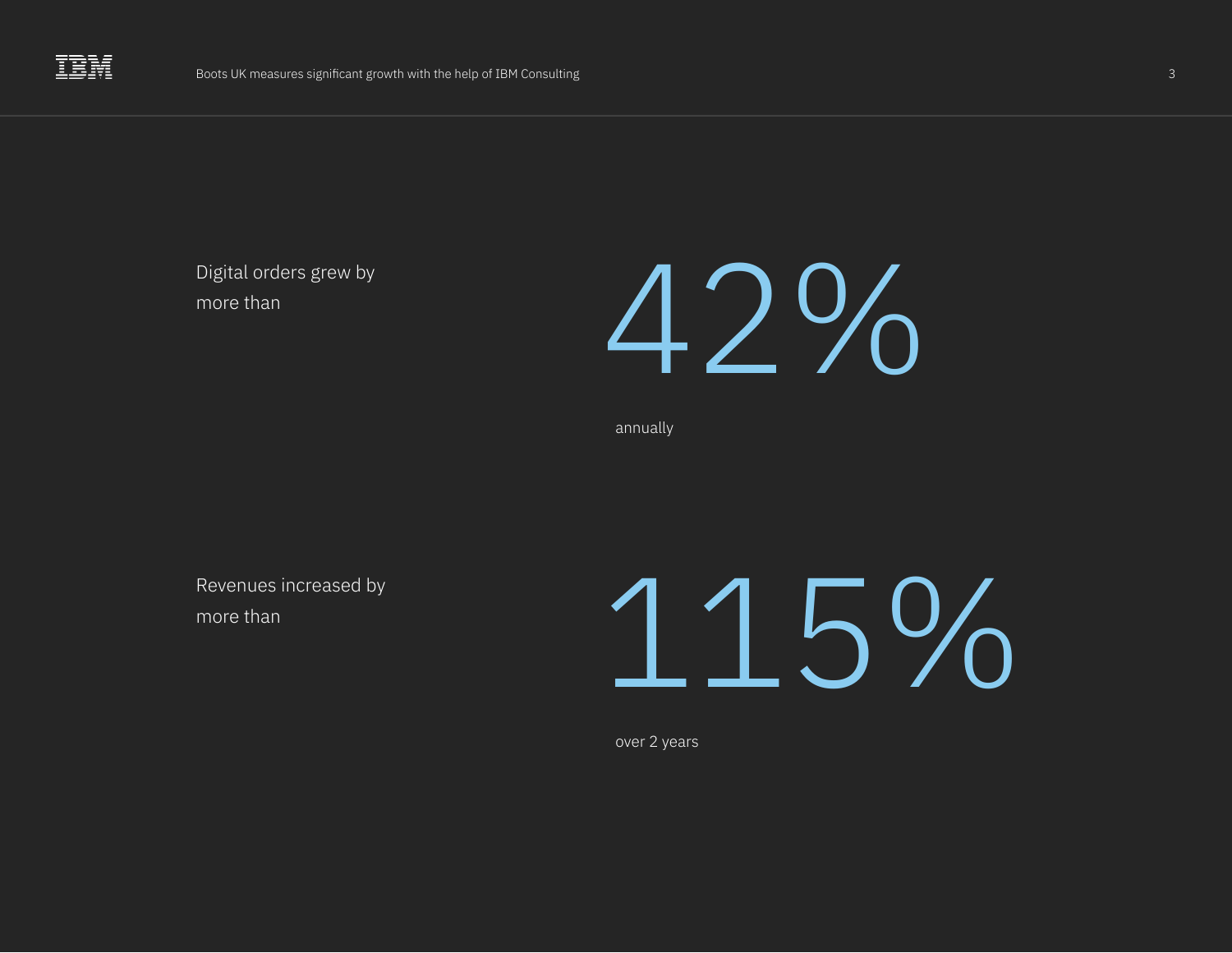Digital orders grew by more than

**42%**

annually

Revenues increased by more than

**115%**

over 2 years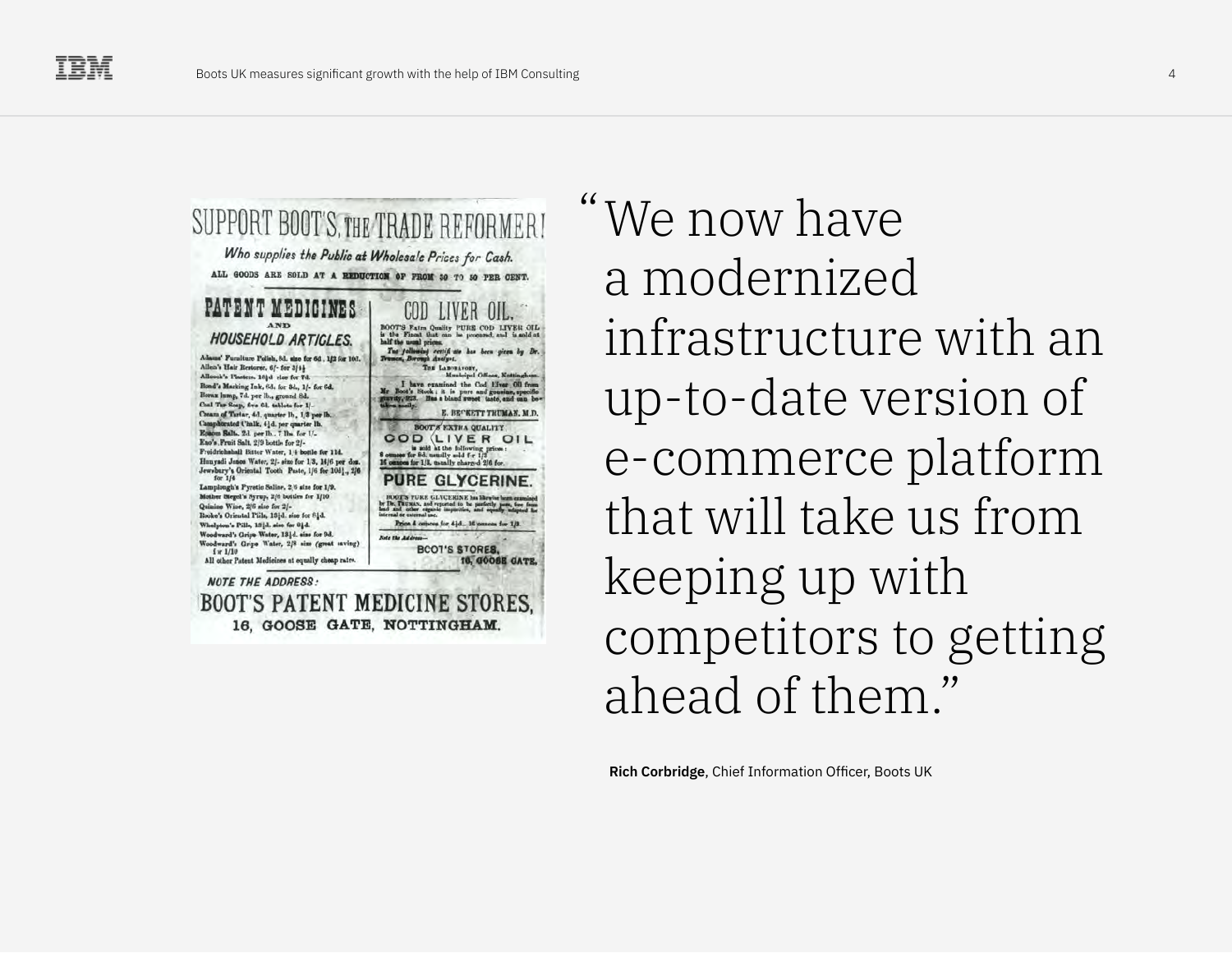"We now have a modernized infrastructure with an up-to-date version of e-commerce platform that will take us from keeping up with competitors to getting ahead of them."

**Rich Corbridge**, Chief Information Officer, Boots UK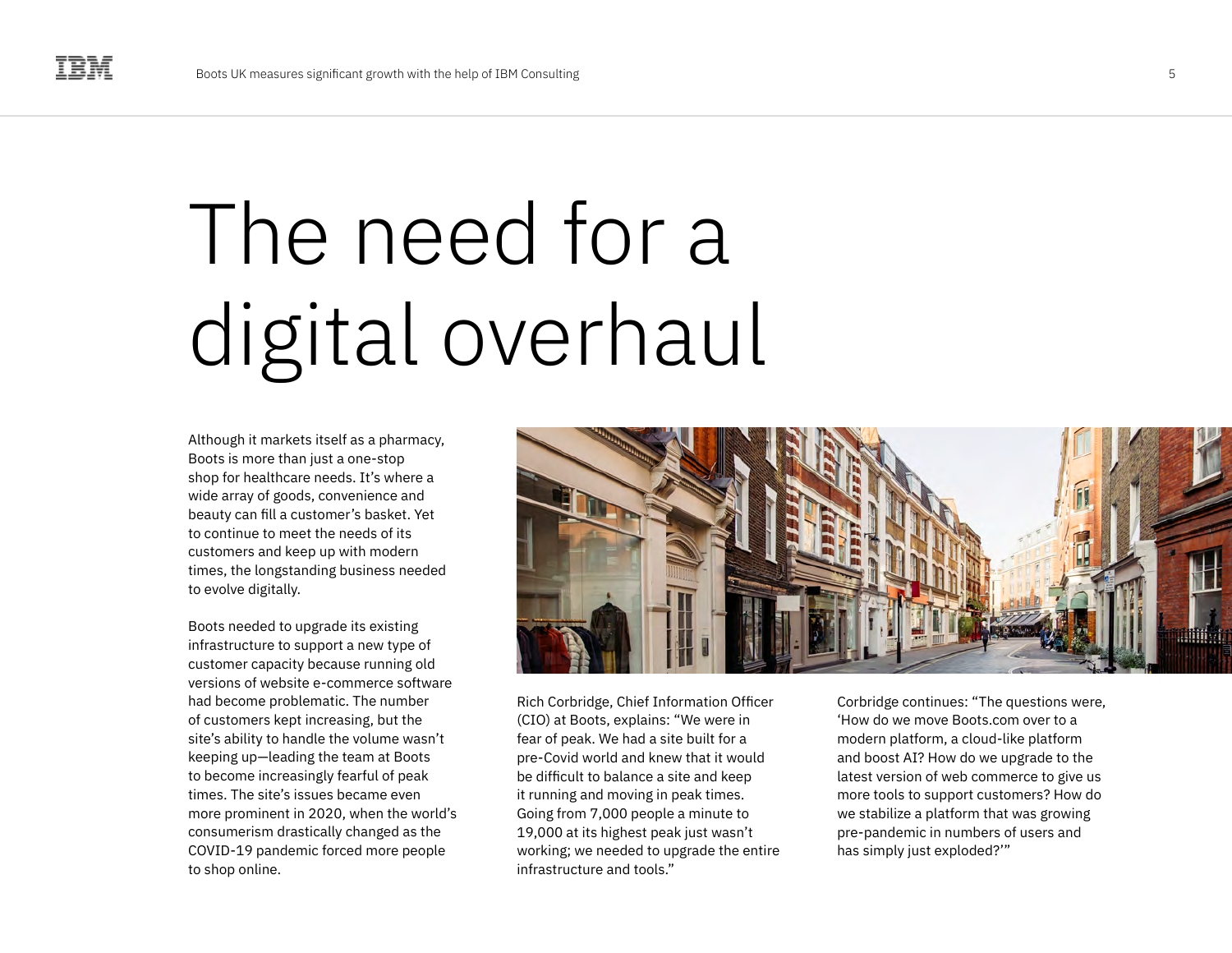# The need for a digital overhaul

Although it markets itself as a pharmacy, Boots is more than just a one-stop shop for healthcare needs. It's where a wide array of goods, convenience and beauty can fill a customer's basket. Yet to continue to meet the needs of its customers and keep up with modern times, the longstanding business needed to evolve digitally.

Boots needed to upgrade its existing infrastructure to support a new type of customer capacity because running old versions of website e-commerce software had become problematic. The number of customers kept increasing, but the site's ability to handle the volume wasn't keeping up—leading the team at Boots to become increasingly fearful of peak times. The site's issues became even more prominent in 2020, when the world's consumerism drastically changed as the COVID-19 pandemic forced more people to shop online.

Rich Corbridge, Chief Information Officer (CIO) at Boots, explains: "We were in fear of peak. We had a site built for a pre-Covid world and knew that it would be difficult to balance a site and keep it running and moving in peak times. Going from 7,000 people a minute to 19,000 at its highest peak just wasn't working; we needed to upgrade the entire infrastructure and tools."

Corbridge continues: "The questions were, 'How do we move Boots.com over to a modern platform, a cloud-like platform and boost AI? How do we upgrade to the latest version of web commerce to give us more tools to support customers? How do we stabilize a platform that was growing pre-pandemic in numbers of users and has simply just exploded?'"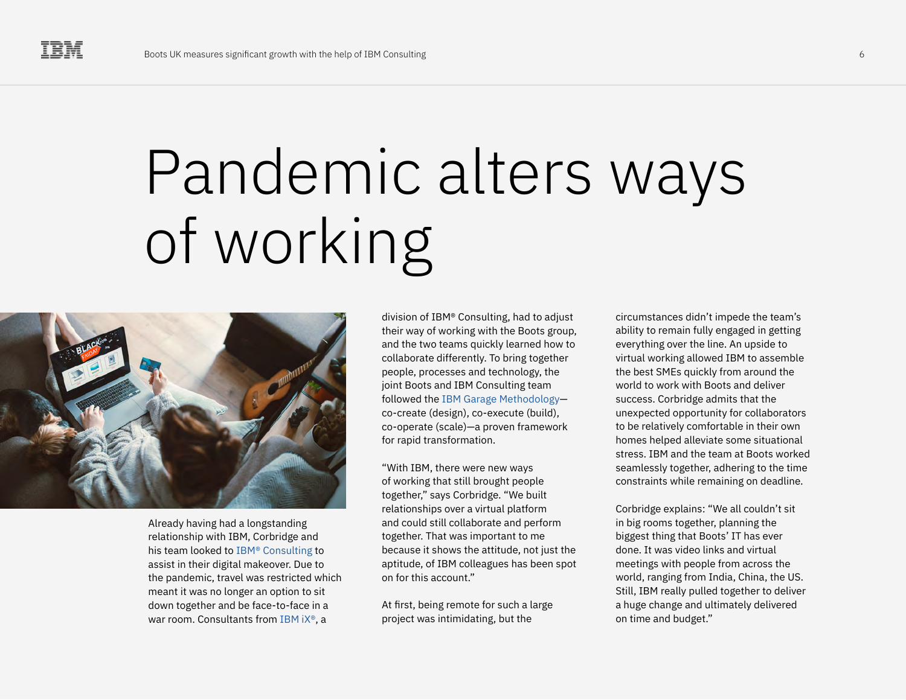# Pandemic alters ways of working

Already having had a longstanding relationship with IBM, Corbridge and his team looked to IBM® Consulting to assist in their digital makeover. Due to the pandemic, travel was restricted which meant it was no longer an option to sit down together and be face-to-face in a war room. Consultants from IBM iX®, a division of IBM® Consulting, had to adjust their way of working with the Boots group, and the two teams quickly learned how to collaborate differently. To bring together people, processes and technology, the joint Boots and IBM Consulting team followed the IBM Garage Methodology—co-create (design), co-execute (build), co-operate (scale)—a proven framework for rapid transformation.

"With IBM, there were new ways of working that still brought people together," says Corbridge. "We built relationships over a virtual platform and could still collaborate and perform together. That was important to me because it shows the attitude, not just the aptitude, of IBM colleagues has been spot on for this account."

At first, being remote for such a large project was intimidating, but the circumstances didn't impede the team's ability to remain fully engaged in getting everything over the line. An upside to virtual working allowed IBM to assemble the best SMEs quickly from around the world to work with Boots and deliver success. Corbridge admits that the unexpected opportunity for collaborators to be relatively comfortable in their own homes helped alleviate some situational stress. IBM and the team at Boots worked seamlessly together, adhering to the time constraints while remaining on deadline.

Corbridge explains: "We all couldn't sit in big rooms together, planning the biggest thing that Boots' IT has ever done. It was video links and virtual meetings with people from across the world, ranging from India, China, the US. Still, IBM really pulled together to deliver a huge change and ultimately delivered on time and budget."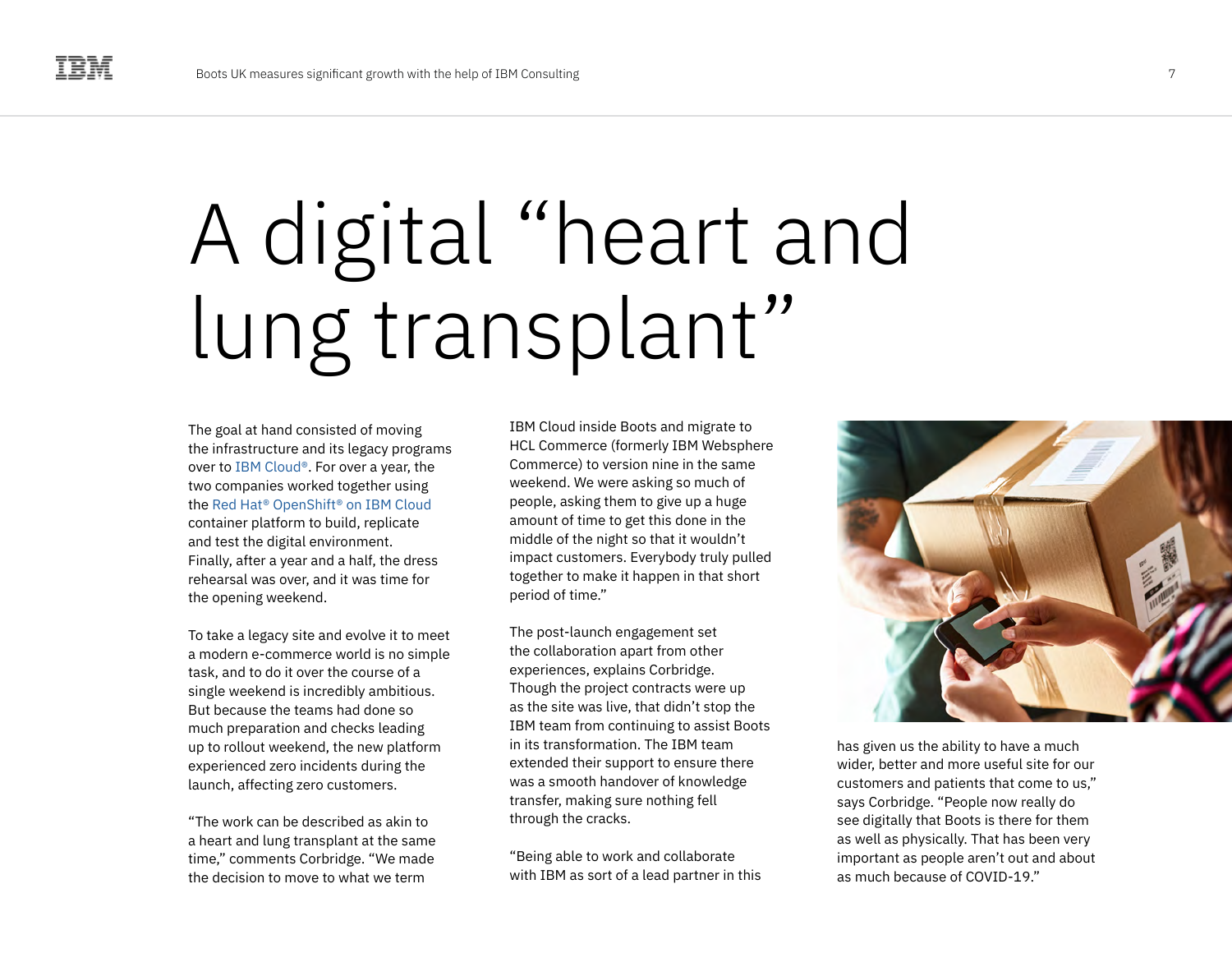# A digital "heart and lung transplant"

The goal at hand consisted of moving the infrastructure and its legacy programs over to IBM Cloud®. For over a year, the two companies worked together using the Red Hat® OpenShift® on IBM Cloud container platform to build, replicate and test the digital environment. Finally, after a year and a half, the dress rehearsal was over, and it was time for the opening weekend.

To take a legacy site and evolve it to meet a modern e-commerce world is no simple task, and to do it over the course of a single weekend is incredibly ambitious. But because the teams had done so much preparation and checks leading up to rollout weekend, the new platform experienced zero incidents during the launch, affecting zero customers.

"The work can be described as akin to a heart and lung transplant at the same time," comments Corbridge. "We made the decision to move to what we term IBM Cloud inside Boots and migrate to HCL Commerce (formerly IBM Websphere Commerce) to version nine in the same weekend. We were asking so much of people, asking them to give up a huge amount of time to get this done in the middle of the night so that it wouldn't impact customers. Everybody truly pulled together to make it happen in that short period of time."

The post-launch engagement set the collaboration apart from other experiences, explains Corbridge. Though the project contracts were up as the site was live, that didn't stop the IBM team from continuing to assist Boots in its transformation. The IBM team extended their support to ensure there was a smooth handover of knowledge transfer, making sure nothing fell through the cracks.

"Being able to work and collaborate with IBM as sort of a lead partner in this has given us the ability to have a much wider, better and more useful site for our customers and patients that come to us," says Corbridge. "People now really do see digitally that Boots is there for them as well as physically. That has been very important as people aren't out and about as much because of COVID-19."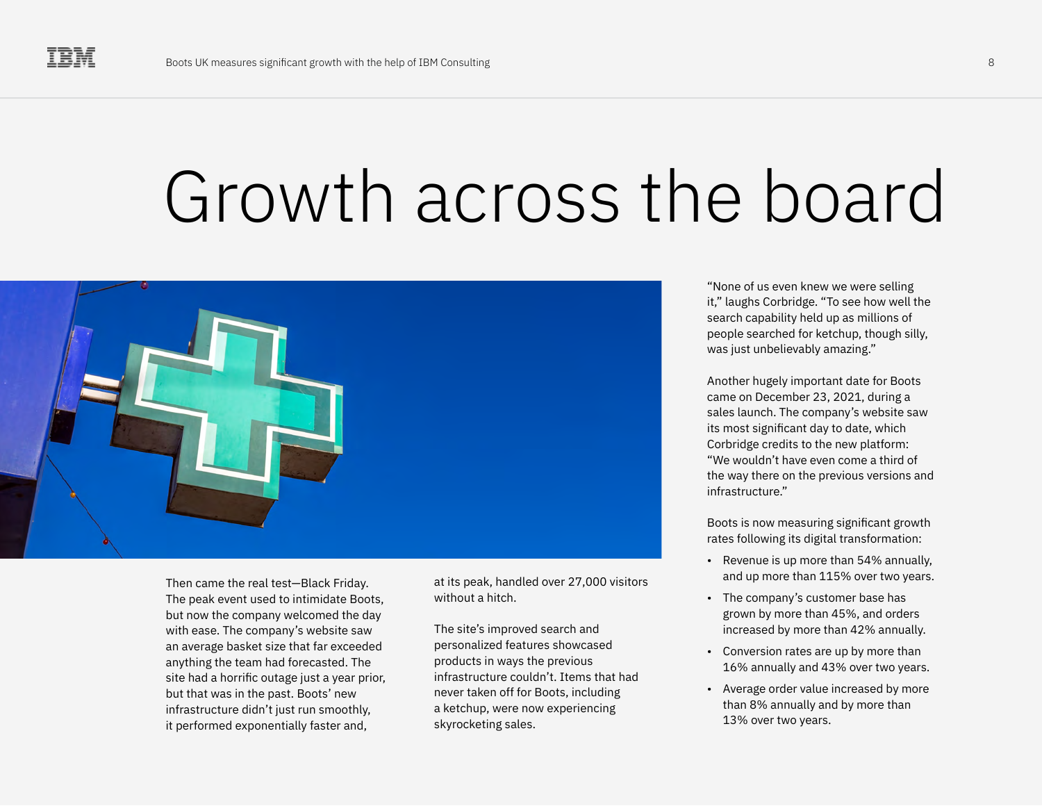# Growth across the board

Then came the real test—Black Friday. The peak event used to intimidate Boots, but now the company welcomed the day with ease. The company's website saw an average basket size that far exceeded anything the team had forecasted. The site had a horrific outage just a year prior, but that was in the past. Boots' new infrastructure didn't just run smoothly, it performed exponentially faster and, at its peak, handled over 27,000 visitors without a hitch.

The site's improved search and personalized features showcased products in ways the previous infrastructure couldn't. Items that had never taken off for Boots, including a ketchup, were now experiencing skyrocketing sales.

"None of us even knew we were selling it," laughs Corbridge. "To see how well the search capability held up as millions of people searched for ketchup, though silly, was just unbelievably amazing."

Another hugely important date for Boots came on December 23, 2021, during a sales launch. The company's website saw its most significant day to date, which Corbridge credits to the new platform: "We wouldn't have even come a third of the way there on the previous versions and infrastructure."

Boots is now measuring significant growth rates following its digital transformation:

- Revenue is up more than 54% annually, and up more than 115% over two years.
- The company's customer base has grown by more than 45%, and orders increased by more than 42% annually.
- Conversion rates are up by more than 16% annually and 43% over two years.
- Average order value increased by more than 8% annually and by more than 13% over two years.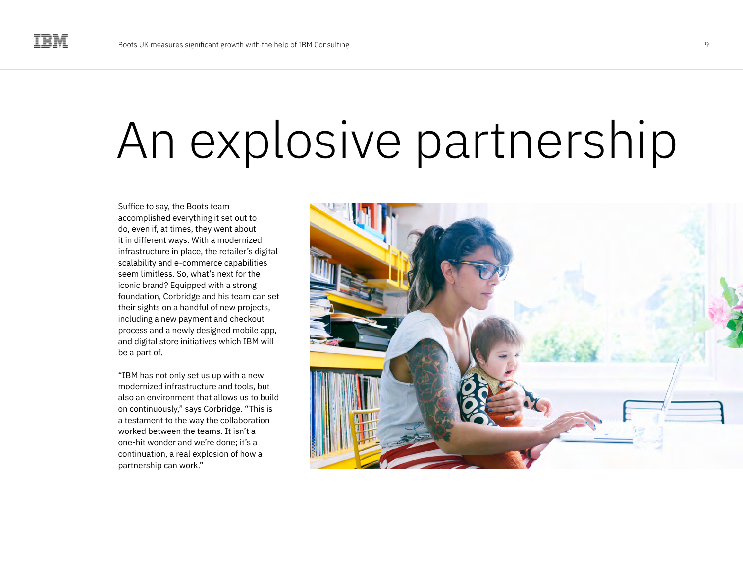# An explosive partnership

Suffice to say, the Boots team accomplished everything it set out to do, even if, at times, they went about it in different ways. With a modernized infrastructure in place, the retailer's digital scalability and e-commerce capabilities seem limitless. So, what's next for the iconic brand? Equipped with a strong foundation, Corbridge and his team can set their sights on a handful of new projects, including a new payment and checkout process and a newly designed mobile app, and digital store initiatives which IBM will be a part of.

"IBM has not only set us up with a new modernized infrastructure and tools, but also an environment that allows us to build on continuously," says Corbridge. "This is a testament to the way the collaboration worked between the teams. It isn't a one-hit wonder and we're done; it's a continuation, a real explosion of how a partnership can work."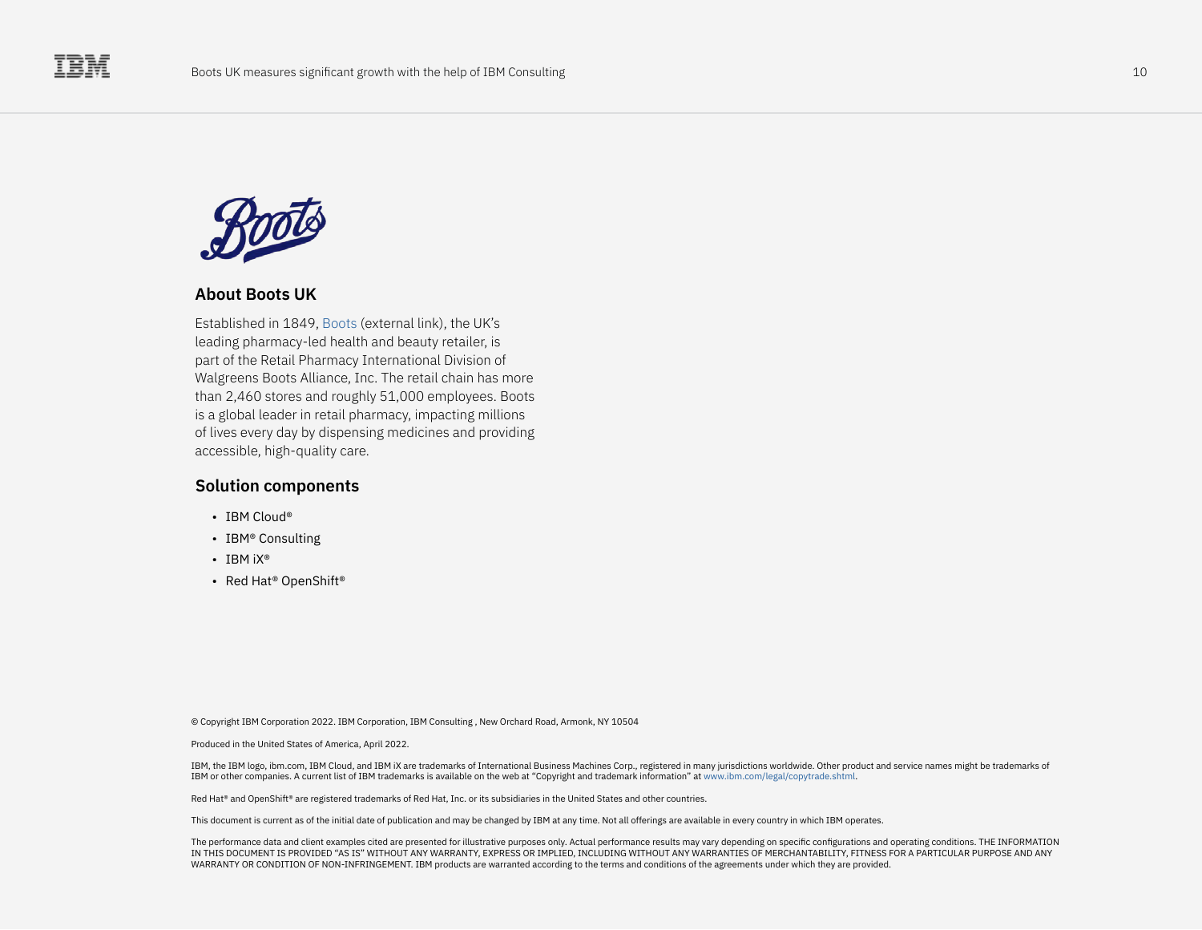## About Boots UK

Established in 1849, Boots (external link), the UK's leading pharmacy-led health and beauty retailer, is part of the Retail Pharmacy International Division of Walgreens Boots Alliance, Inc. The retail chain has more than 2,460 stores and roughly 51,000 employees. Boots is a global leader in retail pharmacy, impacting millions of lives every day by dispensing medicines and providing accessible, high-quality care.

## Solution components

- IBM Cloud®
- IBM® Consulting
- IBM iX®
- Red Hat® OpenShift®

© Copyright IBM Corporation 2022. IBM Corporation, IBM Consulting , New Orchard Road, Armonk, NY 10504

Produced in the United States of America, April 2022.

IBM, the IBM logo, ibm.com, IBM Cloud, and IBM iX are trademarks of International Business Machines Corp., registered in many jurisdictions worldwide. Other product and service names might be trademarks of IBM or other companies. A current list of IBM trademarks is available on the web at "Copyright and trademark information" at www.ibm.com/legal/copytrade.shtml.

Red Hat® and OpenShift® are registered trademarks of Red Hat, Inc. or its subsidiaries in the United States and other countries.

This document is current as of the initial date of publication and may be changed by IBM at any time. Not all offerings are available in every country in which IBM operates.

The performance data and client examples cited are presented for illustrative purposes only. Actual performance results may vary depending on specific configurations and operating conditions. THE INFORMATION IN THIS DOCUMENT IS PROVIDED "AS IS" WITHOUT ANY WARRANTY, EXPRESS OR IMPLIED, INCLUDING WITHOUT ANY WARRANTIES OF MERCHANTABILITY, FITNESS FOR A PARTICULAR PURPOSE AND ANY WARRANTY OR CONDITION OF NON-INFRINGEMENT. IBM products are warranted according to the terms and conditions of the agreements under which they are provided.